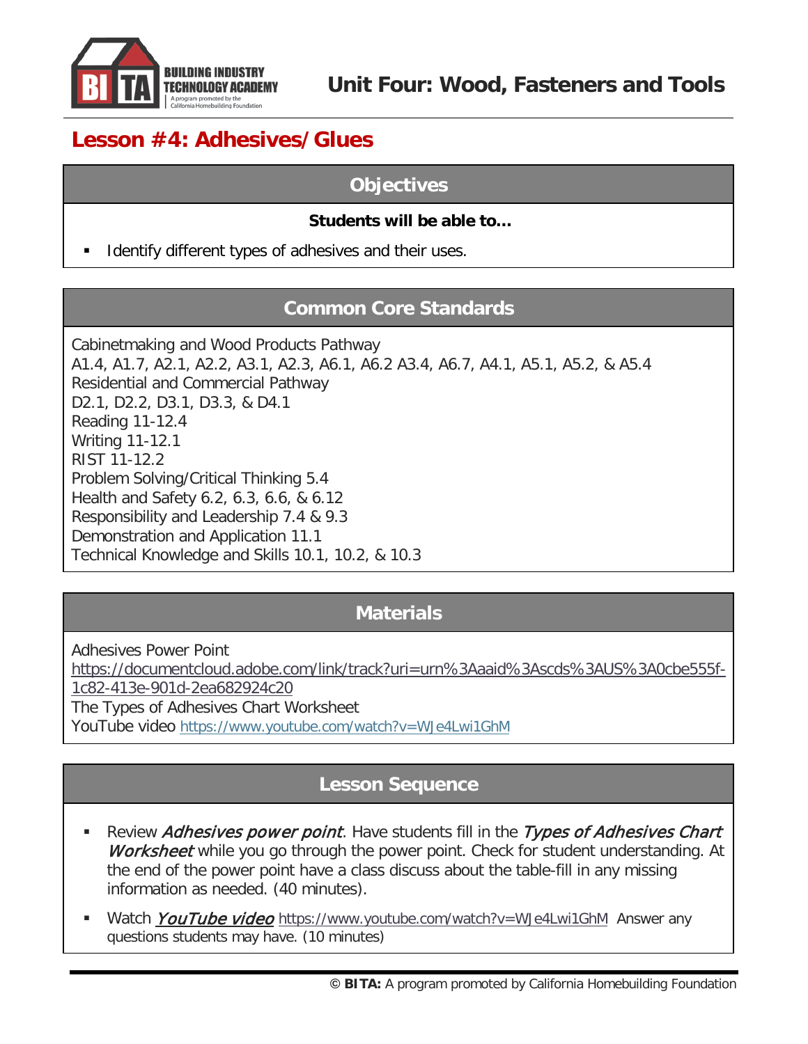# Unit Four: Wood, Fasteners and Tools

## Lesson #4: Adhesives/Glues

### Objectives

**Students will be able to…**

- Identify different types of adhesives and their uses.

### Common Core Standards

Cabinetmaking and Wood Products Pathway
A1.4, A1.7, A2.1, A2.2, A3.1, A2.3, A6.1, A6.2 A3.4, A6.7, A4.1, A5.1, A5.2, & A5.4
Residential and Commercial Pathway
D2.1, D2.2, D3.1, D3.3, & D4.1
Reading 11-12.4
Writing 11-12.1
RIST 11-12.2
Problem Solving/Critical Thinking 5.4
Health and Safety 6.2, 6.3, 6.6, & 6.12
Responsibility and Leadership 7.4 & 9.3
Demonstration and Application 11.1
Technical Knowledge and Skills 10.1, 10.2, & 10.3

### Materials

Adhesives Power Point
https://documentcloud.adobe.com/link/track?uri=urn%3Aaaid%3Ascds%3AUS%3A0cbe555f-1c82-413e-901d-2ea682924c20
The Types of Adhesives Chart Worksheet
YouTube video https://www.youtube.com/watch?v=WJe4Lwi1GhM

### Lesson Sequence

- Review *Adhesives power point*. Have students fill in the *Types of Adhesives Chart Worksheet* while you go through the power point. Check for student understanding. At the end of the power point have a class discuss about the table-fill in any missing information as needed. (40 minutes).
- Watch ***YouTube video*** https://www.youtube.com/watch?v=WJe4Lwi1GhM Answer any questions students may have. (10 minutes)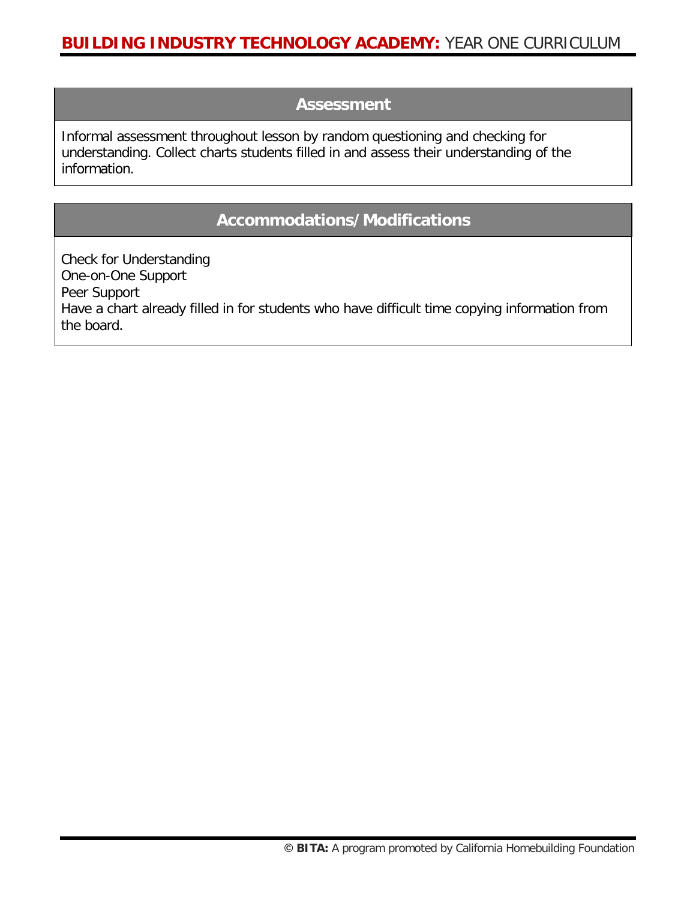## Assessment

Informal assessment throughout lesson by random questioning and checking for understanding. Collect charts students filled in and assess their understanding of the information.

## Accommodations/Modifications

Check for Understanding
One-on-One Support
Peer Support
Have a chart already filled in for students who have difficult time copying information from the board.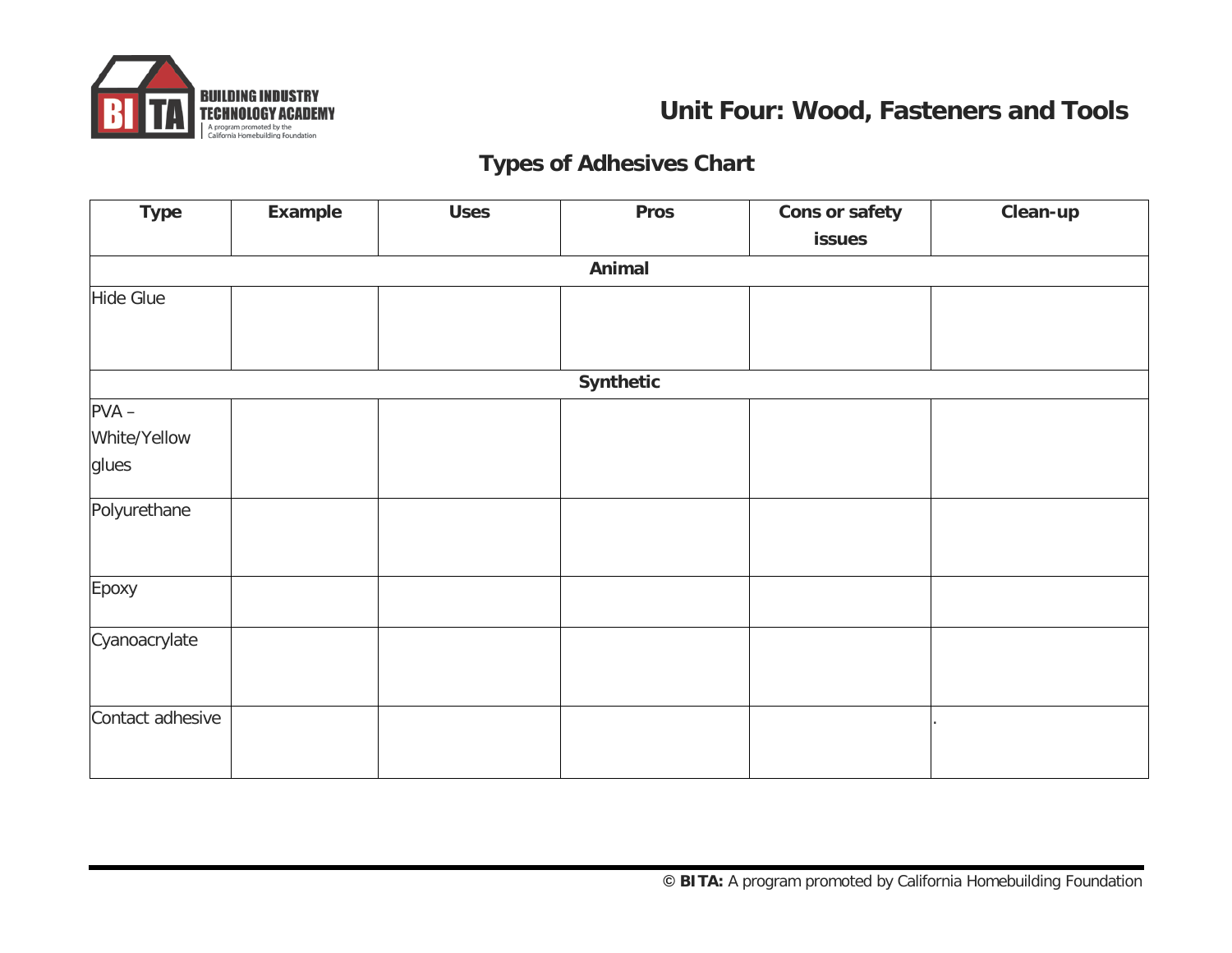# Unit Four: Wood, Fasteners and Tools

## Types of Adhesives Chart

| Type | Example | Uses | Pros | Cons or safety issues | Clean-up |
|---|---|---|---|---|---|
| **Animal** | | | | | |
| Hide Glue | | | | | |
| **Synthetic** | | | | | |
| PVA – White/Yellow glues | | | | | |
| Polyurethane | | | | | |
| Epoxy | | | | | |
| Cyanoacrylate | | | | | |
| Contact adhesive | | | | | . |

© **BITA:** A program promoted by California Homebuilding Foundation